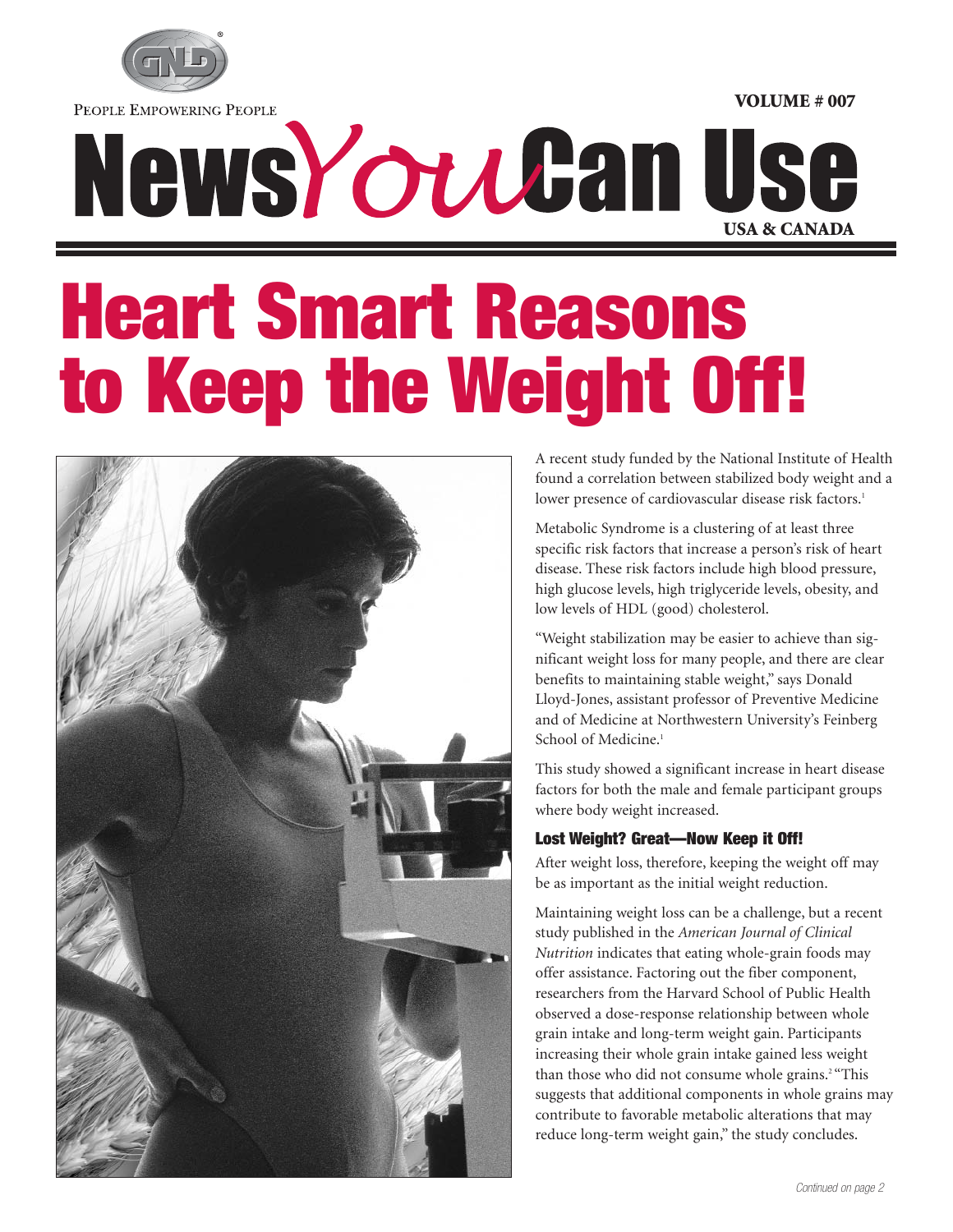PEOPLE EMPOWERING PEOPLE

VOLUME # 007

# News You Can Use

USA & CANADA

# Heart Smart Reasons to Keep the Weight Off!

A recent study funded by the National Institute of Health found a correlation between stabilized body weight and a lower presence of cardiovascular disease risk factors.[1]

Metabolic Syndrome is a clustering of at least three specific risk factors that increase a person's risk of heart disease. These risk factors include high blood pressure, high glucose levels, high triglyceride levels, obesity, and low levels of HDL (good) cholesterol.

"Weight stabilization may be easier to achieve than significant weight loss for many people, and there are clear benefits to maintaining stable weight," says Donald Lloyd-Jones, assistant professor of Preventive Medicine and of Medicine at Northwestern University's Feinberg School of Medicine.[1]

This study showed a significant increase in heart disease factors for both the male and female participant groups where body weight increased.

### Lost Weight? Great—Now Keep it Off!

After weight loss, therefore, keeping the weight off may be as important as the initial weight reduction.

Maintaining weight loss can be a challenge, but a recent study published in the *American Journal of Clinical Nutrition* indicates that eating whole-grain foods may offer assistance. Factoring out the fiber component, researchers from the Harvard School of Public Health observed a dose-response relationship between whole grain intake and long-term weight gain. Participants increasing their whole grain intake gained less weight than those who did not consume whole grains.[2] "This suggests that additional components in whole grains may contribute to favorable metabolic alterations that may reduce long-term weight gain," the study concludes.

*Continued on page 2*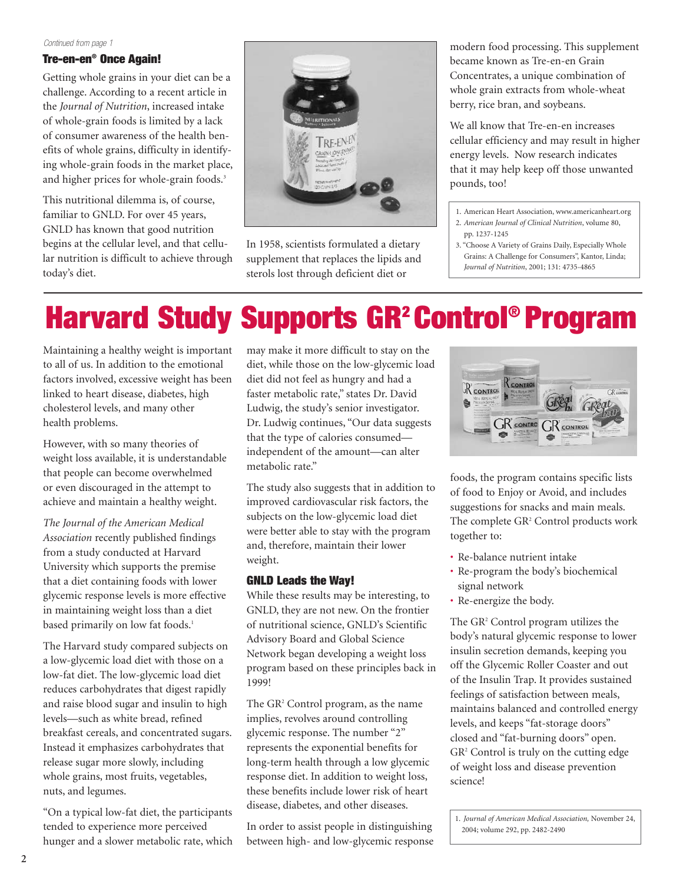*Continued from page 1*

### Tre-en-en® Once Again!

Getting whole grains in your diet can be a challenge. According to a recent article in the *Journal of Nutrition*, increased intake of whole-grain foods is limited by a lack of consumer awareness of the health benefits of whole grains, difficulty in identifying whole-grain foods in the market place, and higher prices for whole-grain foods.[3]

This nutritional dilemma is, of course, familiar to GNLD. For over 45 years, GNLD has known that good nutrition begins at the cellular level, and that cellular nutrition is difficult to achieve through today's diet.

In 1958, scientists formulated a dietary supplement that replaces the lipids and sterols lost through deficient diet or modern food processing. This supplement became known as Tre-en-en Grain Concentrates, a unique combination of whole grain extracts from whole-wheat berry, rice bran, and soybeans.

We all know that Tre-en-en increases cellular efficiency and may result in higher energy levels. Now research indicates that it may help keep off those unwanted pounds, too!

1. American Heart Association, www.americanheart.org
2. *American Journal of Clinical Nutrition*, volume 80, pp. 1237-1245
3. "Choose A Variety of Grains Daily, Especially Whole Grains: A Challenge for Consumers", Kantor, Linda; *Journal of Nutrition*, 2001; 131: 4735-4865

# Harvard Study Supports GR² Control® Program

Maintaining a healthy weight is important to all of us. In addition to the emotional factors involved, excessive weight has been linked to heart disease, diabetes, high cholesterol levels, and many other health problems.

However, with so many theories of weight loss available, it is understandable that people can become overwhelmed or even discouraged in the attempt to achieve and maintain a healthy weight.

*The Journal of the American Medical Association* recently published findings from a study conducted at Harvard University which supports the premise that a diet containing foods with lower glycemic response levels is more effective in maintaining weight loss than a diet based primarily on low fat foods.[1]

The Harvard study compared subjects on a low-glycemic load diet with those on a low-fat diet. The low-glycemic load diet reduces carbohydrates that digest rapidly and raise blood sugar and insulin to high levels—such as white bread, refined breakfast cereals, and concentrated sugars. Instead it emphasizes carbohydrates that release sugar more slowly, including whole grains, most fruits, vegetables, nuts, and legumes.

"On a typical low-fat diet, the participants tended to experience more perceived hunger and a slower metabolic rate, which may make it more difficult to stay on the diet, while those on the low-glycemic load diet did not feel as hungry and had a faster metabolic rate," states Dr. David Ludwig, the study's senior investigator. Dr. Ludwig continues, "Our data suggests that the type of calories consumed—independent of the amount—can alter metabolic rate."

The study also suggests that in addition to improved cardiovascular risk factors, the subjects on the low-glycemic load diet were better able to stay with the program and, therefore, maintain their lower weight.

### GNLD Leads the Way!

While these results may be interesting, to GNLD, they are not new. On the frontier of nutritional science, GNLD's Scientific Advisory Board and Global Science Network began developing a weight loss program based on these principles back in 1999!

The GR² Control program, as the name implies, revolves around controlling glycemic response. The number "2" represents the exponential benefits for long-term health through a low glycemic response diet. In addition to weight loss, these benefits include lower risk of heart disease, diabetes, and other diseases.

In order to assist people in distinguishing between high- and low-glycemic response foods, the program contains specific lists of food to Enjoy or Avoid, and includes suggestions for snacks and main meals. The complete GR² Control products work together to:

- Re-balance nutrient intake
- Re-program the body's biochemical signal network
- Re-energize the body.

The GR² Control program utilizes the body's natural glycemic response to lower insulin secretion demands, keeping you off the Glycemic Roller Coaster and out of the Insulin Trap. It provides sustained feelings of satisfaction between meals, maintains balanced and controlled energy levels, and keeps "fat-storage doors" closed and "fat-burning doors" open. GR² Control is truly on the cutting edge of weight loss and disease prevention science!

1. *Journal of American Medical Association,* November 24, 2004; volume 292, pp. 2482-2490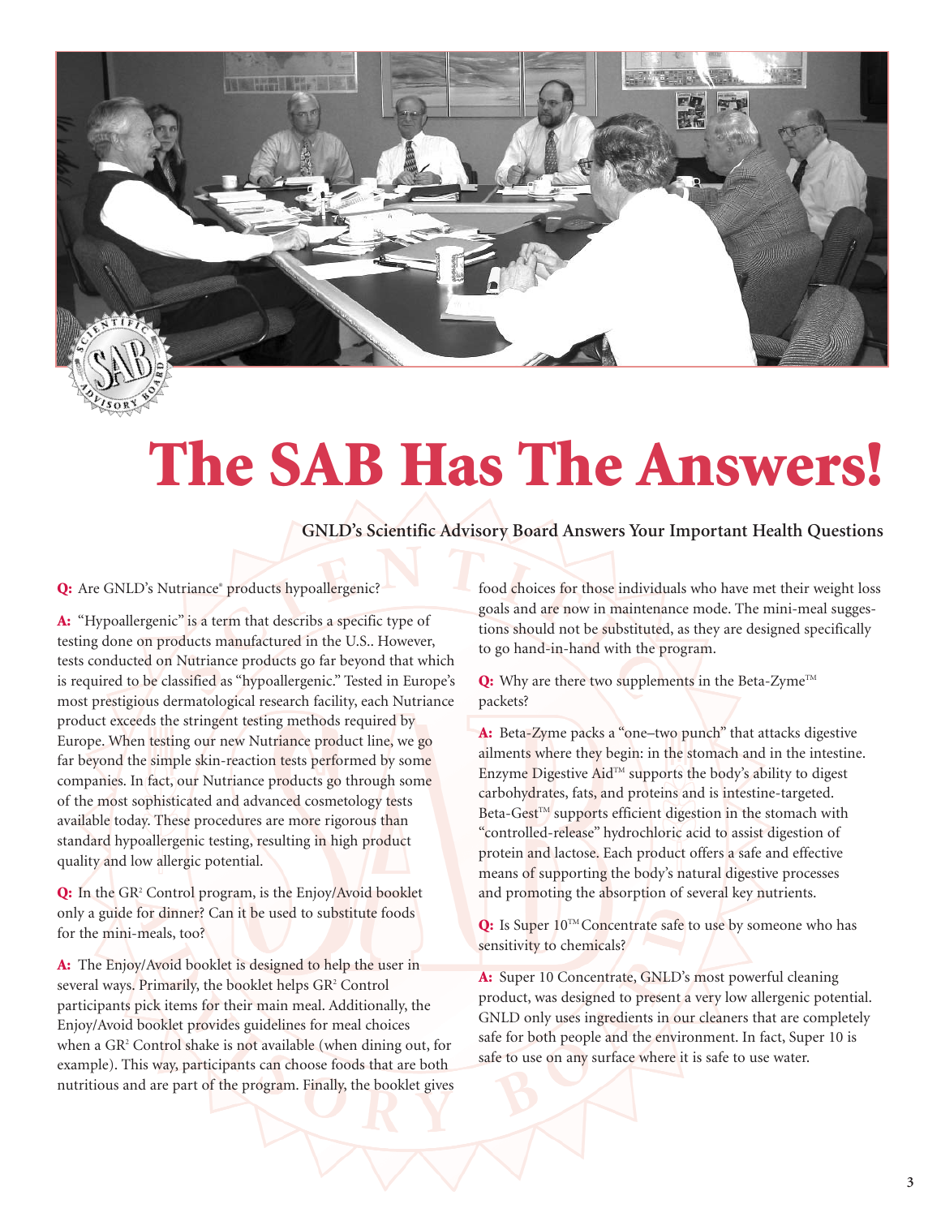// The SAB Has The Answers!

**GNLD's Scientific Advisory Board Answers Your Important Health Questions**

**Q:** Are GNLD's Nutriance® products hypoallergenic?

**A:** "Hypoallergenic" is a term that describes a specific type of testing done on products manufactured in the U.S.. However, tests conducted on Nutriance products go far beyond that which is required to be classified as "hypoallergenic." Tested in Europe's most prestigious dermatological research facility, each Nutriance product exceeds the stringent testing methods required by Europe. When testing our new Nutriance product line, we go far beyond the simple skin-reaction tests performed by some companies. In fact, our Nutriance products go through some of the most sophisticated and advanced cosmetology tests available today. These procedures are more rigorous than standard hypoallergenic testing, resulting in high product quality and low allergic potential.

**Q:** In the GR² Control program, is the Enjoy/Avoid booklet only a guide for dinner? Can it be used to substitute foods for the mini-meals, too?

**A:** The Enjoy/Avoid booklet is designed to help the user in several ways. Primarily, the booklet helps GR² Control participants pick items for their main meal. Additionally, the Enjoy/Avoid booklet provides guidelines for meal choices when a GR² Control shake is not available (when dining out, for example). This way, participants can choose foods that are both nutritious and are part of the program. Finally, the booklet gives food choices for those individuals who have met their weight loss goals and are now in maintenance mode. The mini-meal suggestions should not be substituted, as they are designed specifically to go hand-in-hand with the program.

**Q:** Why are there two supplements in the Beta-Zyme™ packets?

**A:** Beta-Zyme packs a "one–two punch" that attacks digestive ailments where they begin: in the stomach and in the intestine. Enzyme Digestive Aid™ supports the body's ability to digest carbohydrates, fats, and proteins and is intestine-targeted. Beta-Gest™ supports efficient digestion in the stomach with "controlled-release" hydrochloric acid to assist digestion of protein and lactose. Each product offers a safe and effective means of supporting the body's natural digestive processes and promoting the absorption of several key nutrients.

**Q:** Is Super 10™ Concentrate safe to use by someone who has sensitivity to chemicals?

**A:** Super 10 Concentrate, GNLD's most powerful cleaning product, was designed to present a very low allergenic potential. GNLD only uses ingredients in our cleaners that are completely safe for both people and the environment. In fact, Super 10 is safe to use on any surface where it is safe to use water.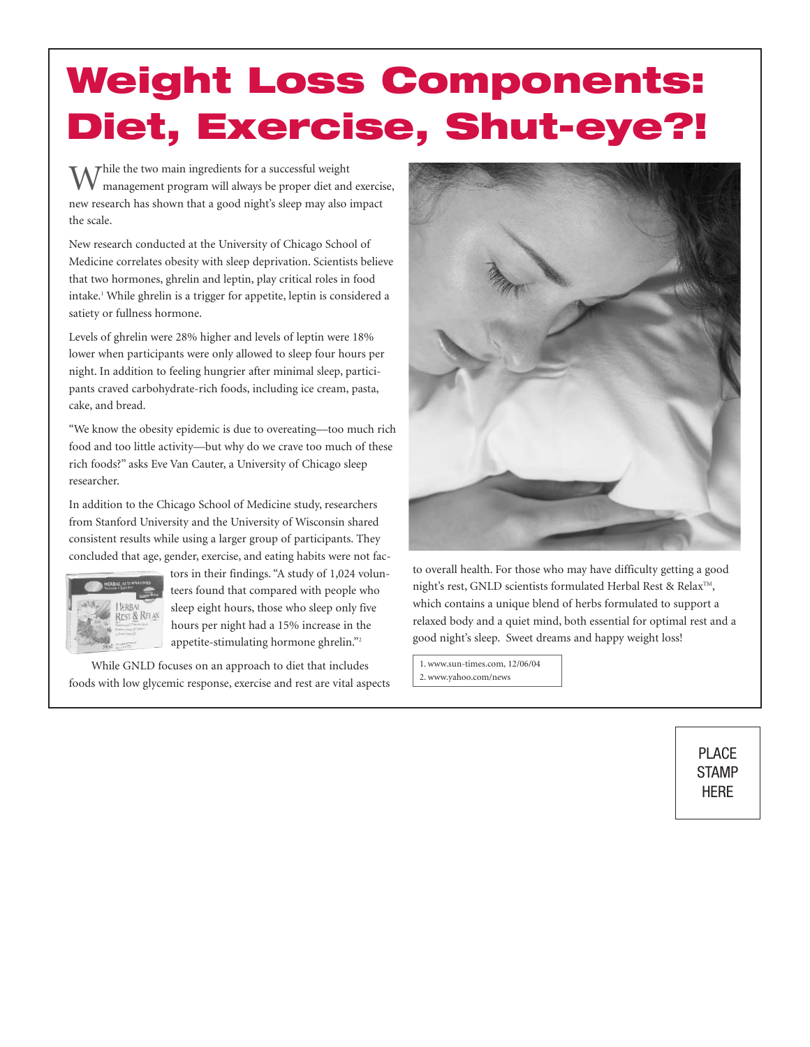# Weight Loss Components: Diet, Exercise, Shut-eye?!

While the two main ingredients for a successful weight management program will always be proper diet and exercise, new research has shown that a good night's sleep may also impact the scale.

New research conducted at the University of Chicago School of Medicine correlates obesity with sleep deprivation. Scientists believe that two hormones, ghrelin and leptin, play critical roles in food intake.[1] While ghrelin is a trigger for appetite, leptin is considered a satiety or fullness hormone.

Levels of ghrelin were 28% higher and levels of leptin were 18% lower when participants were only allowed to sleep four hours per night. In addition to feeling hungrier after minimal sleep, participants craved carbohydrate-rich foods, including ice cream, pasta, cake, and bread.

"We know the obesity epidemic is due to overeating—too much rich food and too little activity—but why do we crave too much of these rich foods?" asks Eve Van Cauter, a University of Chicago sleep researcher.

In addition to the Chicago School of Medicine study, researchers from Stanford University and the University of Wisconsin shared consistent results while using a larger group of participants. They concluded that age, gender, exercise, and eating habits were not factors in their findings. "A study of 1,024 volunteers found that compared with people who sleep eight hours, those who sleep only five hours per night had a 15% increase in the appetite-stimulating hormone ghrelin."[2]

While GNLD focuses on an approach to diet that includes foods with low glycemic response, exercise and rest are vital aspects to overall health. For those who may have difficulty getting a good night's rest, GNLD scientists formulated Herbal Rest & Relax™, which contains a unique blend of herbs formulated to support a relaxed body and a quiet mind, both essential for optimal rest and a good night's sleep. Sweet dreams and happy weight loss!

1. www.sun-times.com, 12/06/04
2. www.yahoo.com/news

PLACE STAMP HERE